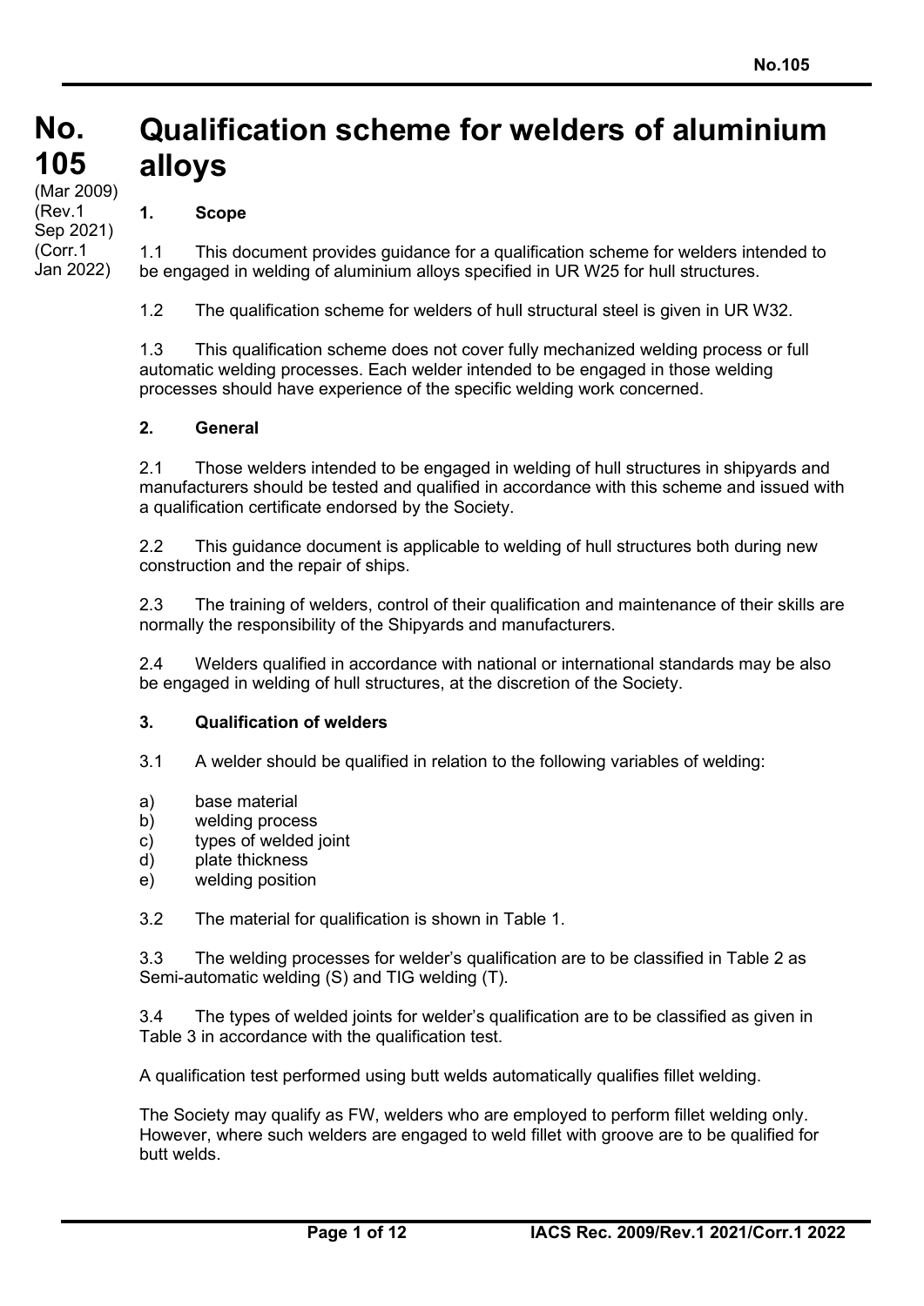# No. 105

(Mar 2009)
(Rev.1 Sep 2021)
(Corr.1 Jan 2022)

# Qualification scheme for welders of aluminium alloys

## 1. Scope

1.1 This document provides guidance for a qualification scheme for welders intended to be engaged in welding of aluminium alloys specified in UR W25 for hull structures.

1.2 The qualification scheme for welders of hull structural steel is given in UR W32.

1.3 This qualification scheme does not cover fully mechanized welding process or full automatic welding processes. Each welder intended to be engaged in those welding processes should have experience of the specific welding work concerned.

## 2. General

2.1 Those welders intended to be engaged in welding of hull structures in shipyards and manufacturers should be tested and qualified in accordance with this scheme and issued with a qualification certificate endorsed by the Society.

2.2 This guidance document is applicable to welding of hull structures both during new construction and the repair of ships.

2.3 The training of welders, control of their qualification and maintenance of their skills are normally the responsibility of the Shipyards and manufacturers.

2.4 Welders qualified in accordance with national or international standards may be also be engaged in welding of hull structures, at the discretion of the Society.

## 3. Qualification of welders

3.1 A welder should be qualified in relation to the following variables of welding:

a) base material
b) welding process
c) types of welded joint
d) plate thickness
e) welding position

3.2 The material for qualification is shown in Table 1.

3.3 The welding processes for welder's qualification are to be classified in Table 2 as Semi-automatic welding (S) and TIG welding (T).

3.4 The types of welded joints for welder's qualification are to be classified as given in Table 3 in accordance with the qualification test.

A qualification test performed using butt welds automatically qualifies fillet welding.

The Society may qualify as FW, welders who are employed to perform fillet welding only. However, where such welders are engaged to weld fillet with groove are to be qualified for butt welds.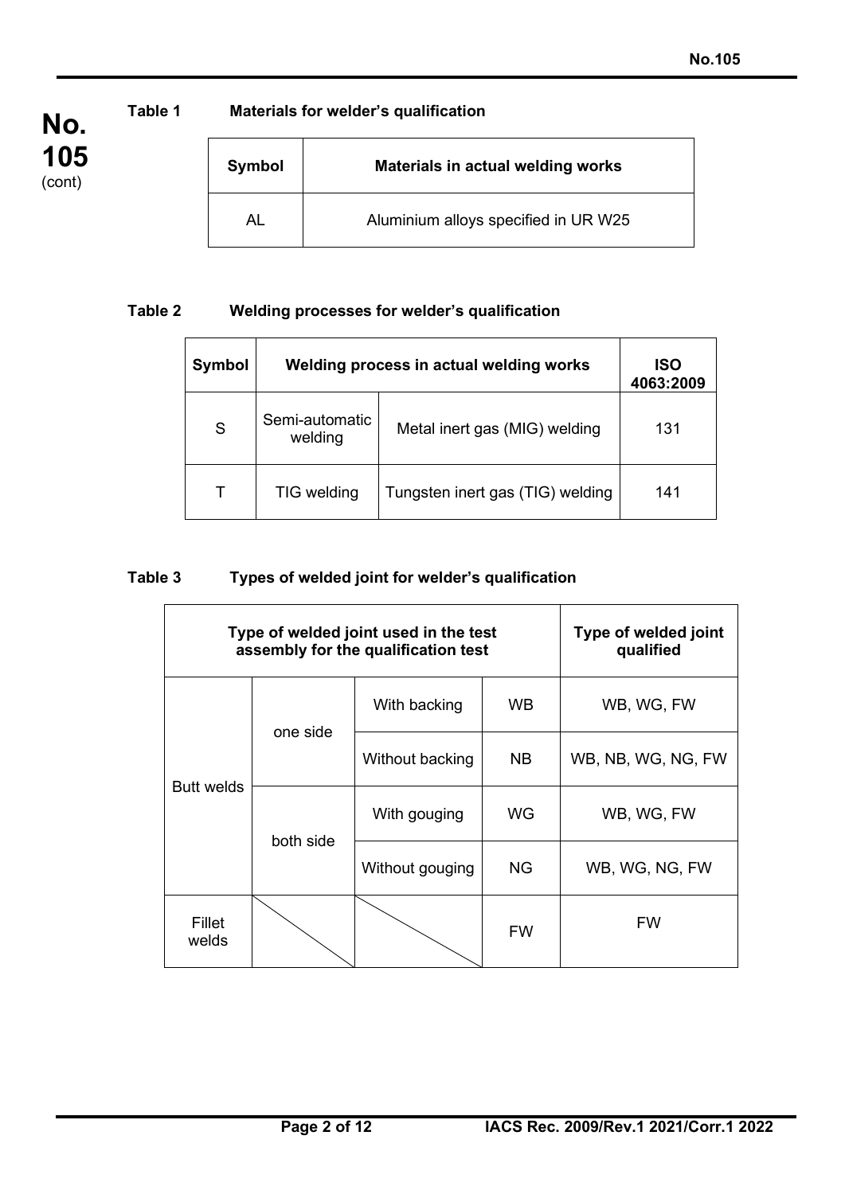**Table 1 Materials for welder's qualification**

| Symbol | Materials in actual welding works |
| --- | --- |
| AL | Aluminium alloys specified in UR W25 |

**Table 2 Welding processes for welder's qualification**

| Symbol | Welding process in actual welding works | | ISO 4063:2009 |
| --- | --- | --- | --- |
| S | Semi-automatic welding | Metal inert gas (MIG) welding | 131 |
| T | TIG welding | Tungsten inert gas (TIG) welding | 141 |

**Table 3 Types of welded joint for welder's qualification**

| Type of welded joint used in the test assembly for the qualification test | | | | Type of welded joint qualified |
| --- | --- | --- | --- | --- |
| Butt welds | one side | With backing | WB | WB, WG, FW |
| | | Without backing | NB | WB, NB, WG, NG, FW |
| | both side | With gouging | WG | WB, WG, FW |
| | | Without gouging | NG | WB, WG, NG, FW |
| Fillet welds | | | FW | FW |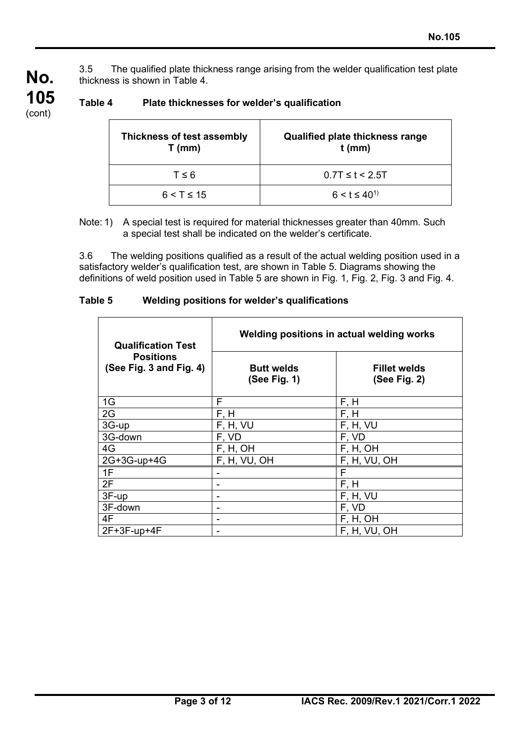3.5 The qualified plate thickness range arising from the welder qualification test plate thickness is shown in Table 4.

**Table 4 Plate thicknesses for welder's qualification**

| Thickness of test assembly T (mm) | Qualified plate thickness range t (mm) |
|---|---|
| T ≤ 6 | 0.7T ≤ t < 2.5T |
| 6 < T ≤ 15 | 6 < t ≤ 40[1)] |

Note: 1) A special test is required for material thicknesses greater than 40mm. Such a special test shall be indicated on the welder's certificate.

3.6 The welding positions qualified as a result of the actual welding position used in a satisfactory welder's qualification test, are shown in Table 5. Diagrams showing the definitions of weld position used in Table 5 are shown in Fig. 1, Fig. 2, Fig. 3 and Fig. 4.

**Table 5 Welding positions for welder's qualifications**

| Qualification Test Positions (See Fig. 3 and Fig. 4) | Welding positions in actual welding works | |
|---|---|---|
| | **Butt welds (See Fig. 1)** | **Fillet welds (See Fig. 2)** |
| 1G | F | F, H |
| 2G | F, H | F, H |
| 3G-up | F, H, VU | F, H, VU |
| 3G-down | F, VD | F, VD |
| 4G | F, H, OH | F, H, OH |
| 2G+3G-up+4G | F, H, VU, OH | F, H, VU, OH |
| 1F | - | F |
| 2F | - | F, H |
| 3F-up | - | F, H, VU |
| 3F-down | - | F, VD |
| 4F | - | F, H, OH |
| 2F+3F-up+4F | - | F, H, VU, OH |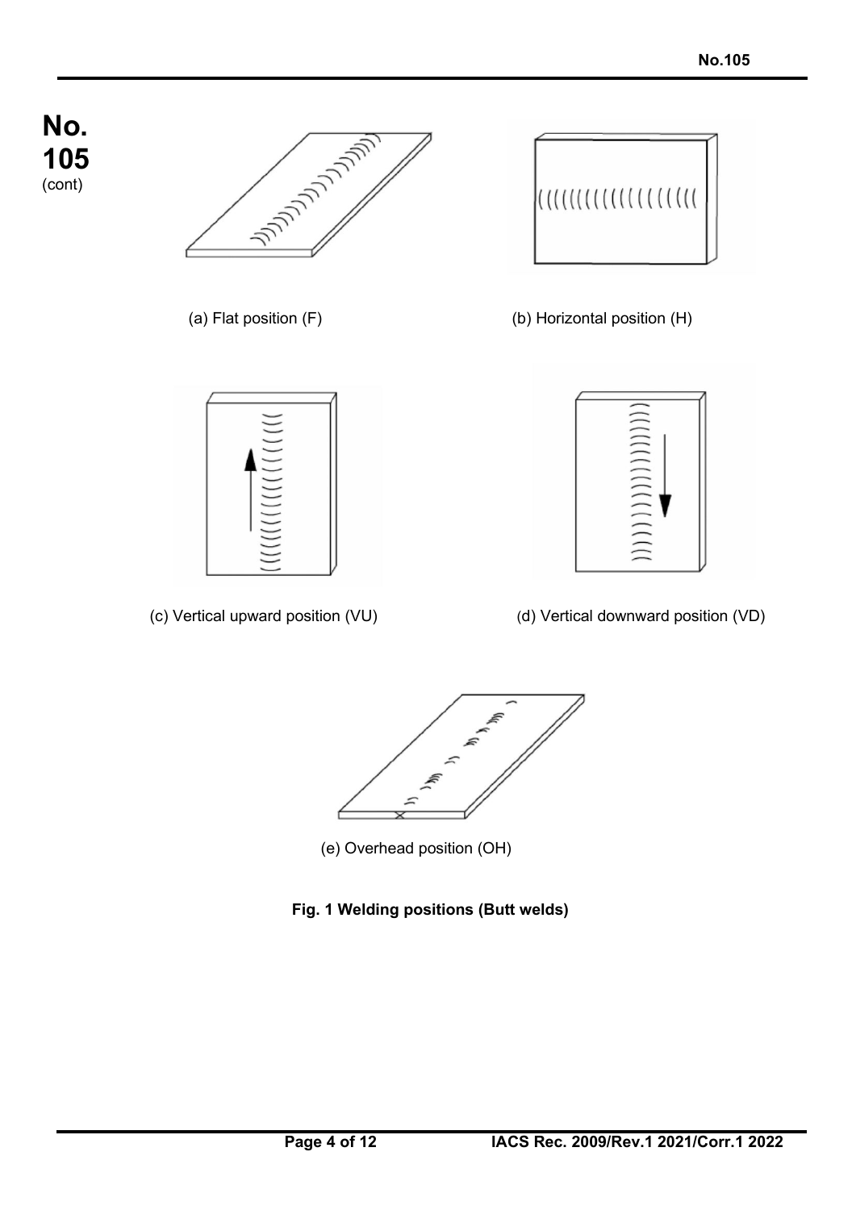(a) Flat position (F)

(b) Horizontal position (H)

(c) Vertical upward position (VU)

(d) Vertical downward position (VD)

(e) Overhead position (OH)

**Fig. 1 Welding positions (Butt welds)**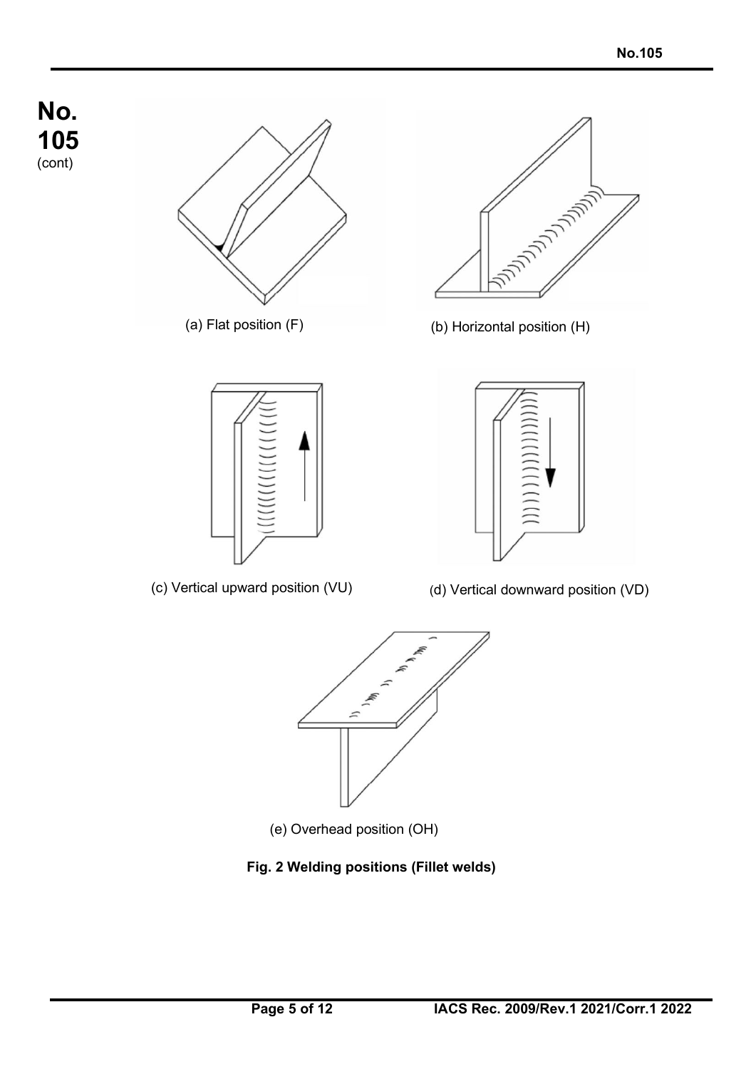(a) Flat position (F)

(b) Horizontal position (H)

(c) Vertical upward position (VU)

(d) Vertical downward position (VD)

(e) Overhead position (OH)

**Fig. 2 Welding positions (Fillet welds)**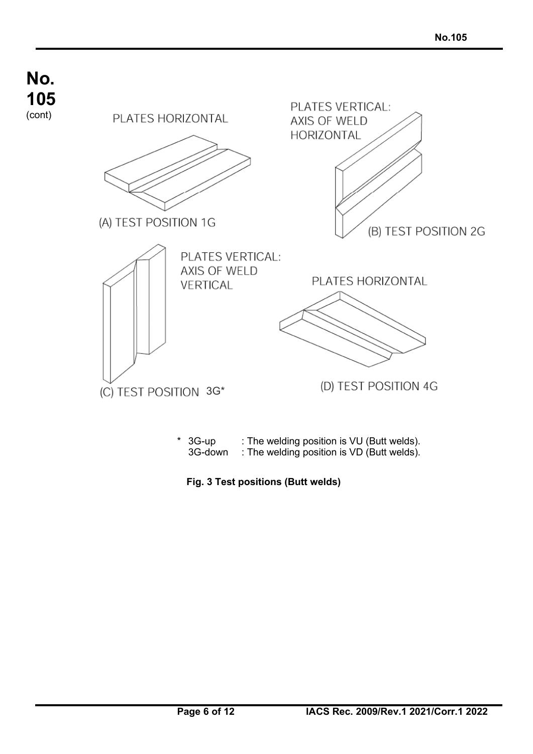PLATES HORIZONTAL

(A) TEST POSITION 1G

PLATES VERTICAL: AXIS OF WELD HORIZONTAL

(B) TEST POSITION 2G

PLATES VERTICAL: AXIS OF WELD VERTICAL

(C) TEST POSITION 3G*

PLATES HORIZONTAL

(D) TEST POSITION 4G

\* 3G-up : The welding position is VU (Butt welds).
3G-down : The welding position is VD (Butt welds).

**Fig. 3 Test positions (Butt welds)**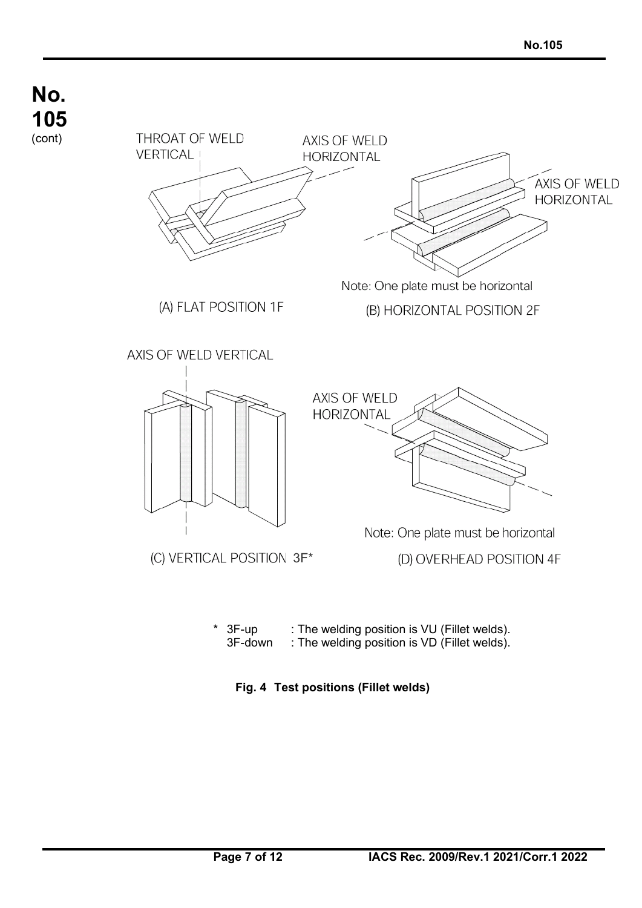THROAT OF WELD VERTICAL

AXIS OF WELD HORIZONTAL

AXIS OF WELD HORIZONTAL

Note: One plate must be horizontal

(A) FLAT POSITION 1F

(B) HORIZONTAL POSITION 2F

AXIS OF WELD VERTICAL

AXIS OF WELD HORIZONTAL

Note: One plate must be horizontal

(C) VERTICAL POSITION 3F*

(D) OVERHEAD POSITION 4F

\* 3F-up : The welding position is VU (Fillet welds).
3F-down : The welding position is VD (Fillet welds).

**Fig. 4 Test positions (Fillet welds)**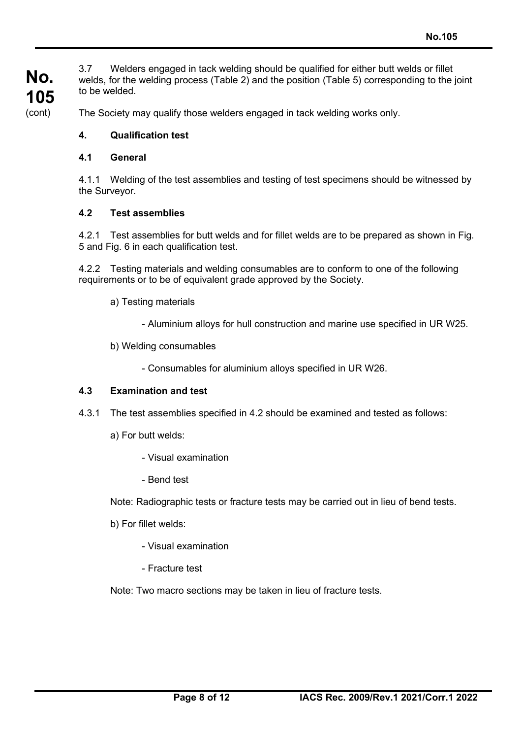3.7 Welders engaged in tack welding should be qualified for either butt welds or fillet welds, for the welding process (Table 2) and the position (Table 5) corresponding to the joint to be welded.

The Society may qualify those welders engaged in tack welding works only.

## 4. Qualification test

### 4.1 General

4.1.1 Welding of the test assemblies and testing of test specimens should be witnessed by the Surveyor.

### 4.2 Test assemblies

4.2.1 Test assemblies for butt welds and for fillet welds are to be prepared as shown in Fig. 5 and Fig. 6 in each qualification test.

4.2.2 Testing materials and welding consumables are to conform to one of the following requirements or to be of equivalent grade approved by the Society.

a) Testing materials

- Aluminium alloys for hull construction and marine use specified in UR W25.

b) Welding consumables

- Consumables for aluminium alloys specified in UR W26.

### 4.3 Examination and test

4.3.1 The test assemblies specified in 4.2 should be examined and tested as follows:

a) For butt welds:

- Visual examination
- Bend test

Note: Radiographic tests or fracture tests may be carried out in lieu of bend tests.

b) For fillet welds:

- Visual examination
- Fracture test

Note: Two macro sections may be taken in lieu of fracture tests.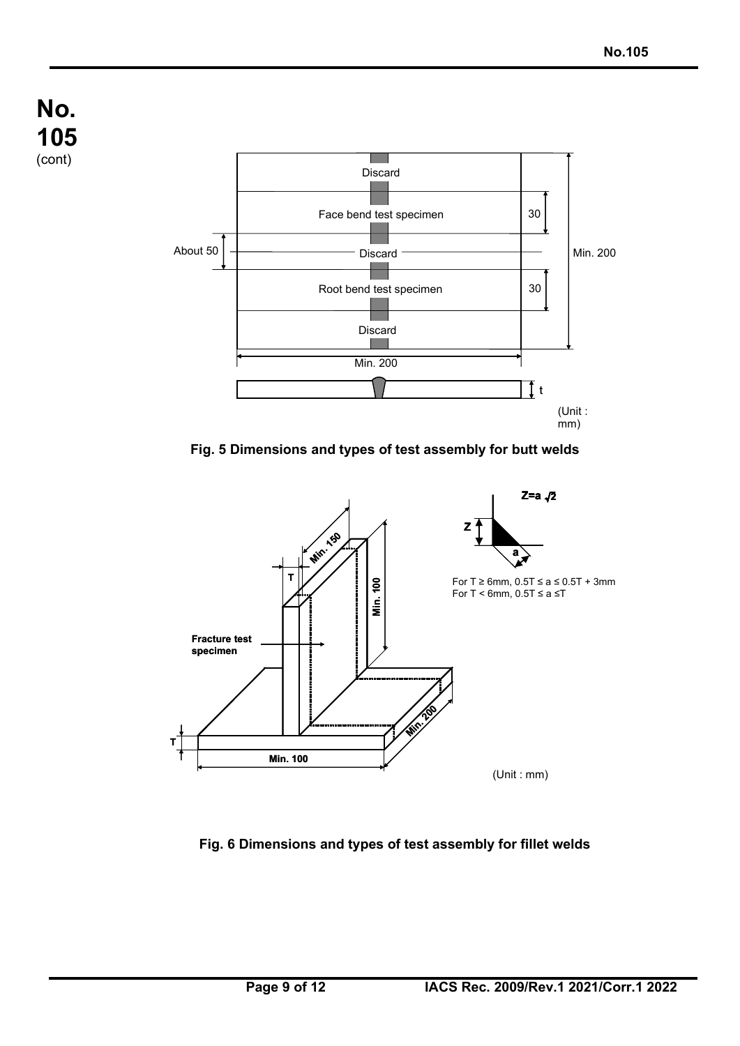**No. 105** (cont)

Discard

Face bend test specimen

About 50 — Discard

Root bend test specimen

Discard

30

30

Min. 200

Min. 200

t

(Unit : mm)

**Fig. 5 Dimensions and types of test assembly for butt welds**

Min. 150

T

Min. 100

Fracture test specimen

Min. 200

T

Min. 100

$Z = a\sqrt{2}$

Z

a

For T ≥ 6mm, $0.5T \le a \le 0.5T + 3mm$
For T < 6mm, $0.5T \le a \le T$

(Unit : mm)

**Fig. 6 Dimensions and types of test assembly for fillet welds**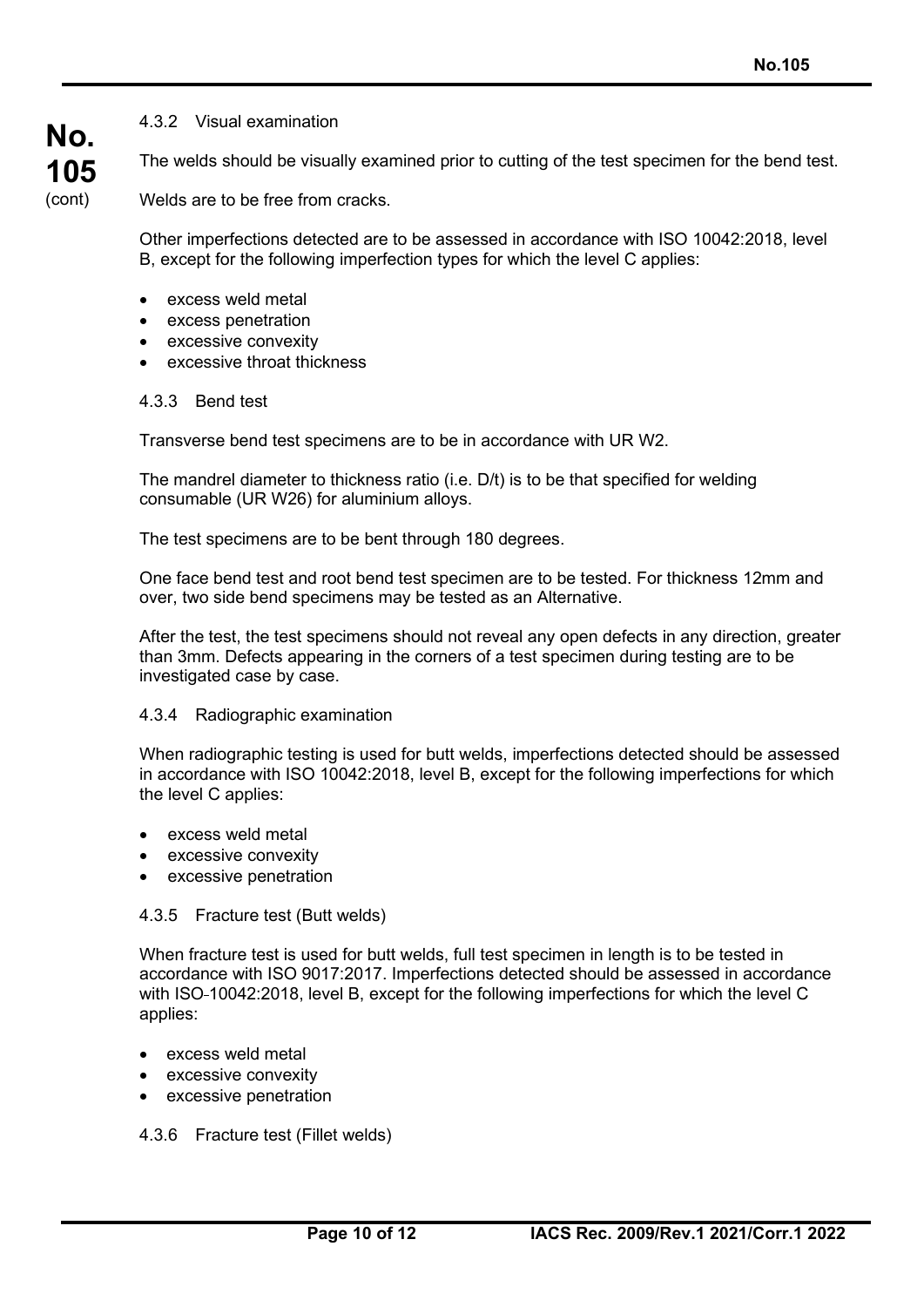#### 4.3.2 Visual examination

The welds should be visually examined prior to cutting of the test specimen for the bend test.

Welds are to be free from cracks.

Other imperfections detected are to be assessed in accordance with ISO 10042:2018, level B, except for the following imperfection types for which the level C applies:

- excess weld metal
- excess penetration
- excessive convexity
- excessive throat thickness

#### 4.3.3 Bend test

Transverse bend test specimens are to be in accordance with UR W2.

The mandrel diameter to thickness ratio (i.e. D/t) is to be that specified for welding consumable (UR W26) for aluminium alloys.

The test specimens are to be bent through 180 degrees.

One face bend test and root bend test specimen are to be tested. For thickness 12mm and over, two side bend specimens may be tested as an Alternative.

After the test, the test specimens should not reveal any open defects in any direction, greater than 3mm. Defects appearing in the corners of a test specimen during testing are to be investigated case by case.

#### 4.3.4 Radiographic examination

When radiographic testing is used for butt welds, imperfections detected should be assessed in accordance with ISO 10042:2018, level B, except for the following imperfections for which the level C applies:

- excess weld metal
- excessive convexity
- excessive penetration

#### 4.3.5 Fracture test (Butt welds)

When fracture test is used for butt welds, full test specimen in length is to be tested in accordance with ISO 9017:2017. Imperfections detected should be assessed in accordance with ISO-10042:2018, level B, except for the following imperfections for which the level C applies:

- excess weld metal
- excessive convexity
- excessive penetration

#### 4.3.6 Fracture test (Fillet welds)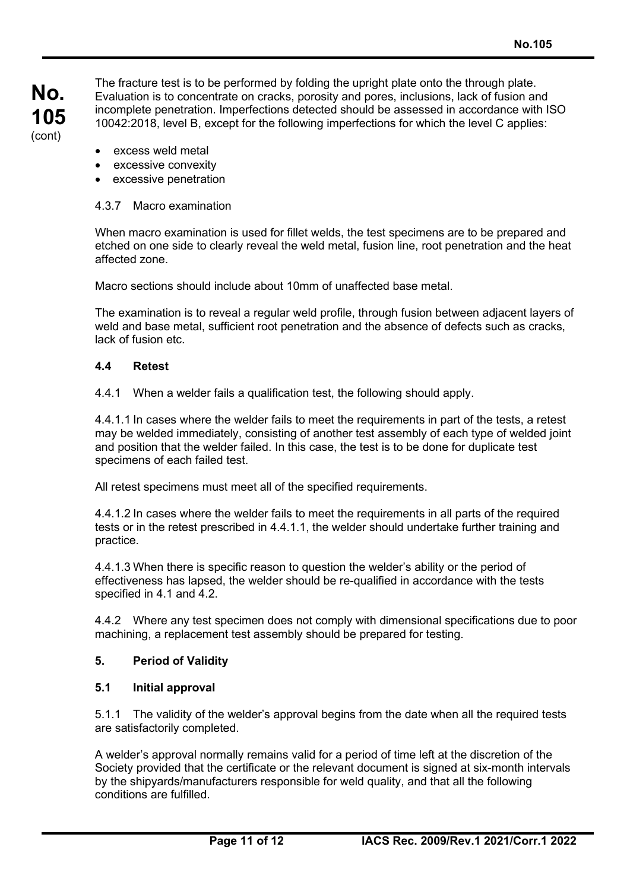The fracture test is to be performed by folding the upright plate onto the through plate. Evaluation is to concentrate on cracks, porosity and pores, inclusions, lack of fusion and incomplete penetration. Imperfections detected should be assessed in accordance with ISO 10042:2018, level B, except for the following imperfections for which the level C applies:

- excess weld metal
- excessive convexity
- excessive penetration

4.3.7 Macro examination

When macro examination is used for fillet welds, the test specimens are to be prepared and etched on one side to clearly reveal the weld metal, fusion line, root penetration and the heat affected zone.

Macro sections should include about 10mm of unaffected base metal.

The examination is to reveal a regular weld profile, through fusion between adjacent layers of weld and base metal, sufficient root penetration and the absence of defects such as cracks, lack of fusion etc.

### 4.4 Retest

4.4.1 When a welder fails a qualification test, the following should apply.

4.4.1.1 In cases where the welder fails to meet the requirements in part of the tests, a retest may be welded immediately, consisting of another test assembly of each type of welded joint and position that the welder failed. In this case, the test is to be done for duplicate test specimens of each failed test.

All retest specimens must meet all of the specified requirements.

4.4.1.2 In cases where the welder fails to meet the requirements in all parts of the required tests or in the retest prescribed in 4.4.1.1, the welder should undertake further training and practice.

4.4.1.3 When there is specific reason to question the welder's ability or the period of effectiveness has lapsed, the welder should be re-qualified in accordance with the tests specified in 4.1 and 4.2.

4.4.2 Where any test specimen does not comply with dimensional specifications due to poor machining, a replacement test assembly should be prepared for testing.

## 5. Period of Validity

### 5.1 Initial approval

5.1.1 The validity of the welder's approval begins from the date when all the required tests are satisfactorily completed.

A welder's approval normally remains valid for a period of time left at the discretion of the Society provided that the certificate or the relevant document is signed at six-month intervals by the shipyards/manufacturers responsible for weld quality, and that all the following conditions are fulfilled.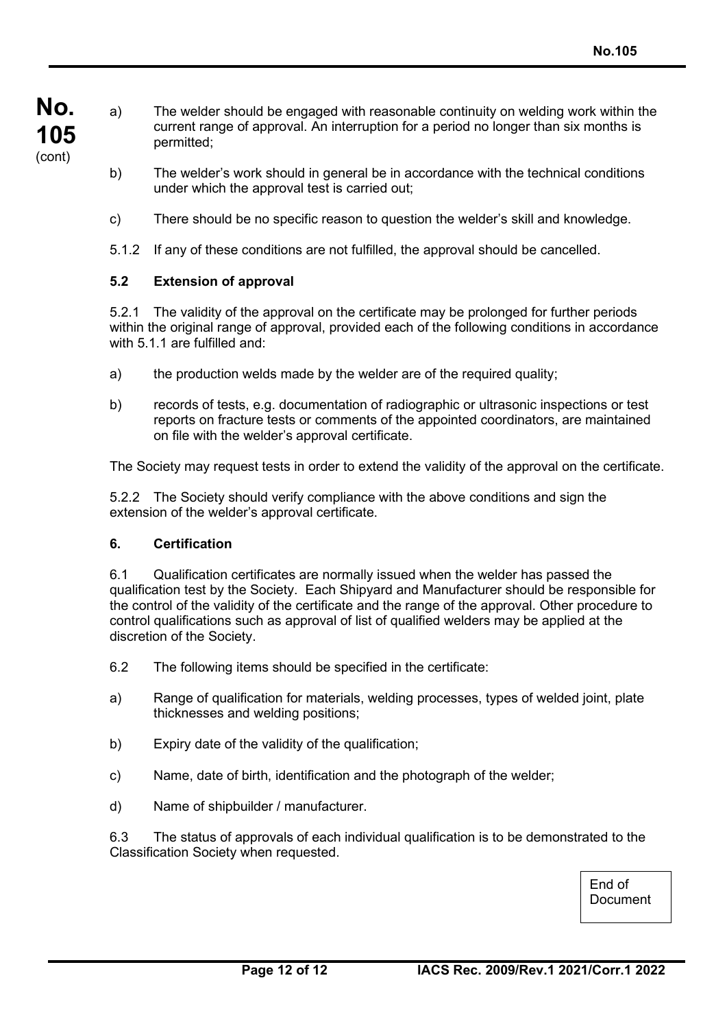a) The welder should be engaged with reasonable continuity on welding work within the current range of approval. An interruption for a period no longer than six months is permitted;

b) The welder's work should in general be in accordance with the technical conditions under which the approval test is carried out;

c) There should be no specific reason to question the welder's skill and knowledge.

5.1.2 If any of these conditions are not fulfilled, the approval should be cancelled.

### 5.2 Extension of approval

5.2.1 The validity of the approval on the certificate may be prolonged for further periods within the original range of approval, provided each of the following conditions in accordance with 5.1.1 are fulfilled and:

a) the production welds made by the welder are of the required quality;

b) records of tests, e.g. documentation of radiographic or ultrasonic inspections or test reports on fracture tests or comments of the appointed coordinators, are maintained on file with the welder's approval certificate.

The Society may request tests in order to extend the validity of the approval on the certificate.

5.2.2 The Society should verify compliance with the above conditions and sign the extension of the welder's approval certificate.

## 6. Certification

6.1 Qualification certificates are normally issued when the welder has passed the qualification test by the Society. Each Shipyard and Manufacturer should be responsible for the control of the validity of the certificate and the range of the approval. Other procedure to control qualifications such as approval of list of qualified welders may be applied at the discretion of the Society.

6.2 The following items should be specified in the certificate:

a) Range of qualification for materials, welding processes, types of welded joint, plate thicknesses and welding positions;

b) Expiry date of the validity of the qualification;

c) Name, date of birth, identification and the photograph of the welder;

d) Name of shipbuilder / manufacturer.

6.3 The status of approvals of each individual qualification is to be demonstrated to the Classification Society when requested.

End of Document